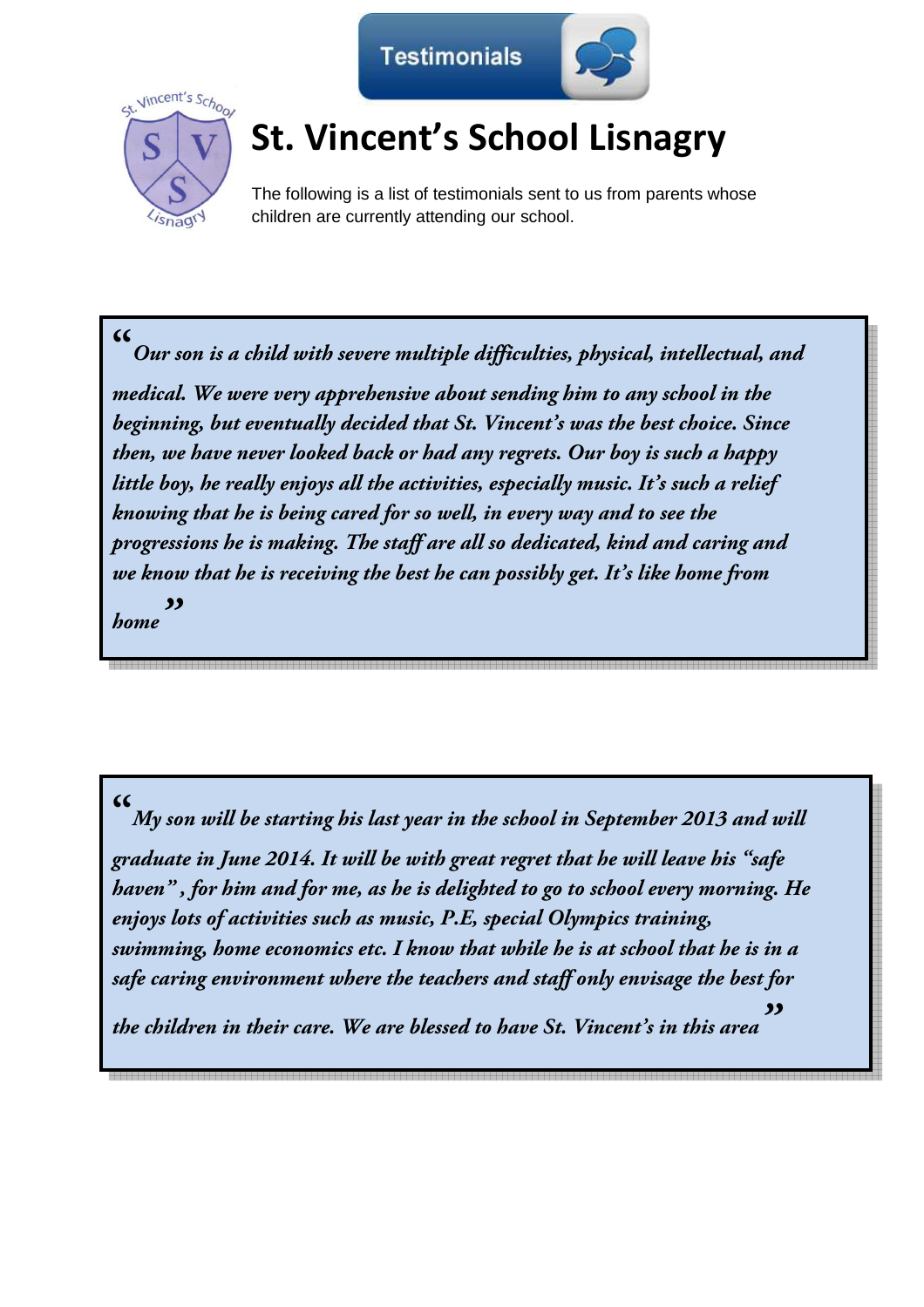Testimonials

# St. Vincent's School Lisnagry

The following is a list of testimonials sent to us from parents whose children are currently attending our school.

> *"Our son is a child with severe multiple difficulties, physical, intellectual, and medical. We were very apprehensive about sending him to any school in the beginning, but eventually decided that St. Vincent's was the best choice. Since then, we have never looked back or had any regrets. Our boy is such a happy little boy, he really enjoys all the activities, especially music. It's such a relief knowing that he is being cared for so well, in every way and to see the progressions he is making. The staff are all so dedicated, kind and caring and we know that he is receiving the best he can possibly get. It's like home from home"*

> *"My son will be starting his last year in the school in September 2013 and will graduate in June 2014. It will be with great regret that he will leave his "safe haven", for him and for me, as he is delighted to go to school every morning. He enjoys lots of activities such as music, P.E, special Olympics training, swimming, home economics etc. I know that while he is at school that he is in a safe caring environment where the teachers and staff only envisage the best for the children in their care. We are blessed to have St. Vincent's in this area"*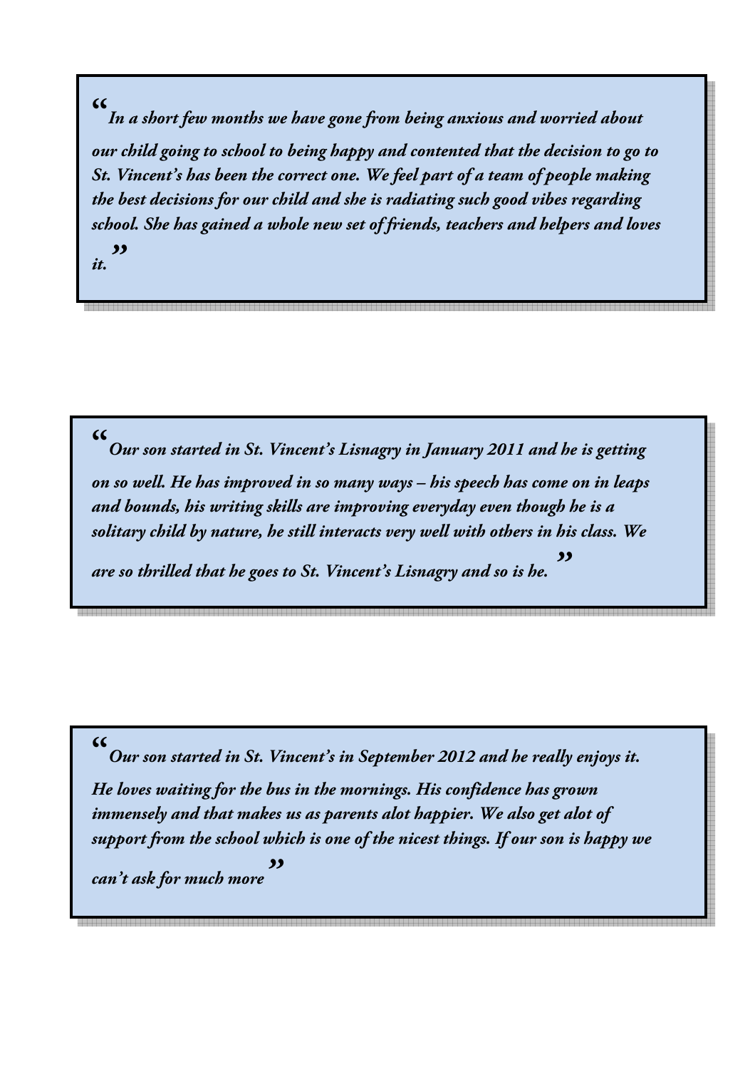*"In a short few months we have gone from being anxious and worried about our child going to school to being happy and contented that the decision to go to St. Vincent's has been the correct one. We feel part of a team of people making the best decisions for our child and she is radiating such good vibes regarding school. She has gained a whole new set of friends, teachers and helpers and loves it."*

*"Our son started in St. Vincent's Lisnagry in January 2011 and he is getting on so well. He has improved in so many ways – his speech has come on in leaps and bounds, his writing skills are improving everyday even though he is a solitary child by nature, he still interacts very well with others in his class. We are so thrilled that he goes to St. Vincent's Lisnagry and so is he."*

*"Our son started in St. Vincent's in September 2012 and he really enjoys it. He loves waiting for the bus in the mornings. His confidence has grown immensely and that makes us as parents alot happier. We also get alot of support from the school which is one of the nicest things. If our son is happy we can't ask for much more"*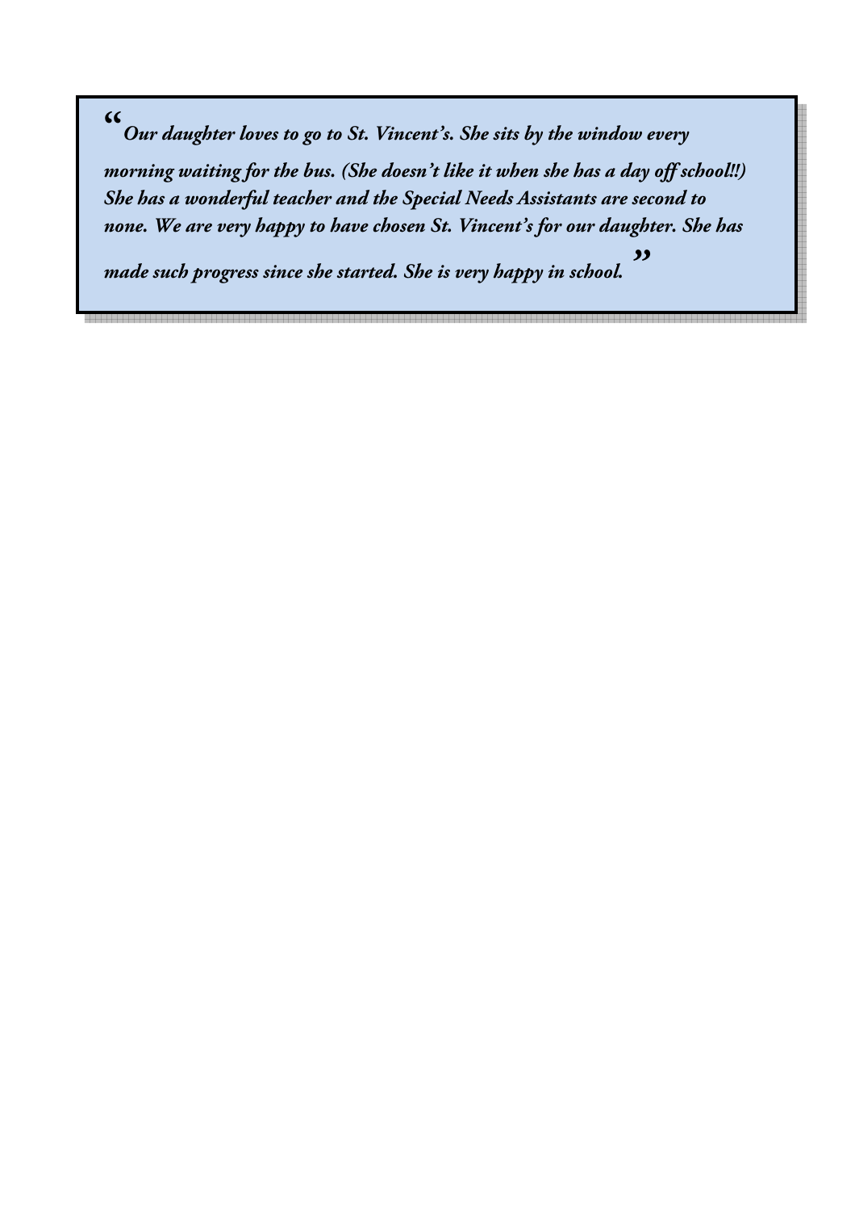*"Our daughter loves to go to St. Vincent's. She sits by the window every morning waiting for the bus. (She doesn't like it when she has a day off school!!) She has a wonderful teacher and the Special Needs Assistants are second to none. We are very happy to have chosen St. Vincent's for our daughter. She has made such progress since she started. She is very happy in school."*